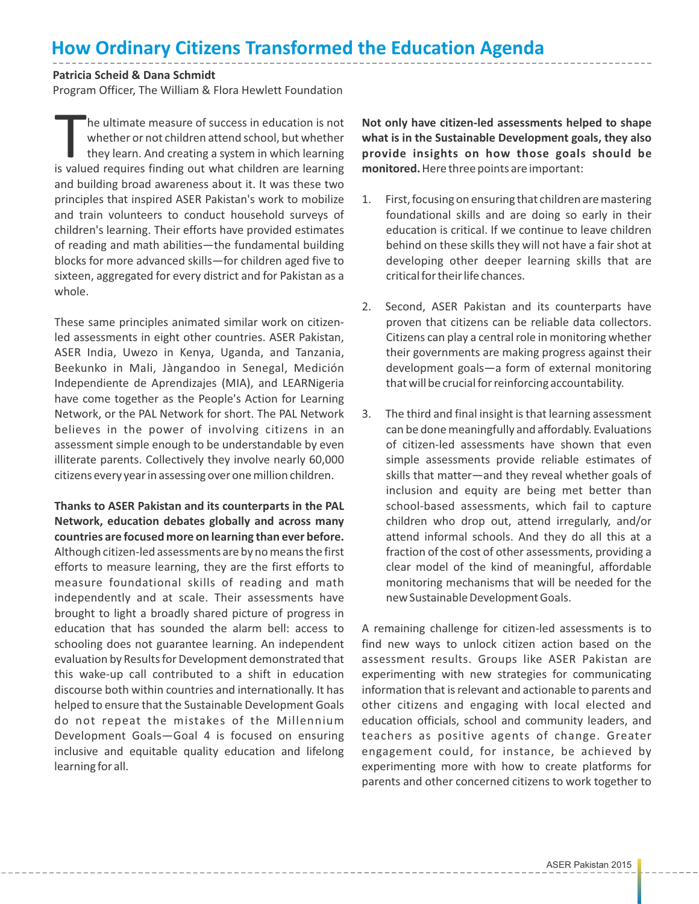# How Ordinary Citizens Transformed the Education Agenda

**Patricia Scheid & Dana Schmidt**
Program Officer, The William & Flora Hewlett Foundation

The ultimate measure of success in education is not whether or not children attend school, but whether they learn. And creating a system in which learning is valued requires finding out what children are learning and building broad awareness about it. It was these two principles that inspired ASER Pakistan's work to mobilize and train volunteers to conduct household surveys of children's learning. Their efforts have provided estimates of reading and math abilities—the fundamental building blocks for more advanced skills—for children aged five to sixteen, aggregated for every district and for Pakistan as a whole.

These same principles animated similar work on citizen-led assessments in eight other countries. ASER Pakistan, ASER India, Uwezo in Kenya, Uganda, and Tanzania, Beekunko in Mali, Jàngandoo in Senegal, Medición Independiente de Aprendizajes (MIA), and LEARNigeria have come together as the People's Action for Learning Network, or the PAL Network for short. The PAL Network believes in the power of involving citizens in an assessment simple enough to be understandable by even illiterate parents. Collectively they involve nearly 60,000 citizens every year in assessing over one million children.

**Thanks to ASER Pakistan and its counterparts in the PAL Network, education debates globally and across many countries are focused more on learning than ever before.** Although citizen-led assessments are by no means the first efforts to measure learning, they are the first efforts to measure foundational skills of reading and math independently and at scale. Their assessments have brought to light a broadly shared picture of progress in education that has sounded the alarm bell: access to schooling does not guarantee learning. An independent evaluation by Results for Development demonstrated that this wake-up call contributed to a shift in education discourse both within countries and internationally. It has helped to ensure that the Sustainable Development Goals do not repeat the mistakes of the Millennium Development Goals—Goal 4 is focused on ensuring inclusive and equitable quality education and lifelong learning for all.

**Not only have citizen-led assessments helped to shape what is in the Sustainable Development goals, they also provide insights on how those goals should be monitored.** Here three points are important:

1. First, focusing on ensuring that children are mastering foundational skills and are doing so early in their education is critical. If we continue to leave children behind on these skills they will not have a fair shot at developing other deeper learning skills that are critical for their life chances.

2. Second, ASER Pakistan and its counterparts have proven that citizens can be reliable data collectors. Citizens can play a central role in monitoring whether their governments are making progress against their development goals—a form of external monitoring that will be crucial for reinforcing accountability.

3. The third and final insight is that learning assessment can be done meaningfully and affordably. Evaluations of citizen-led assessments have shown that even simple assessments provide reliable estimates of skills that matter—and they reveal whether goals of inclusion and equity are being met better than school-based assessments, which fail to capture children who drop out, attend irregularly, and/or attend informal schools. And they do all this at a fraction of the cost of other assessments, providing a clear model of the kind of meaningful, affordable monitoring mechanisms that will be needed for the new Sustainable Development Goals.

A remaining challenge for citizen-led assessments is to find new ways to unlock citizen action based on the assessment results. Groups like ASER Pakistan are experimenting with new strategies for communicating information that is relevant and actionable to parents and other citizens and engaging with local elected and education officials, school and community leaders, and teachers as positive agents of change. Greater engagement could, for instance, be achieved by experimenting more with how to create platforms for parents and other concerned citizens to work together to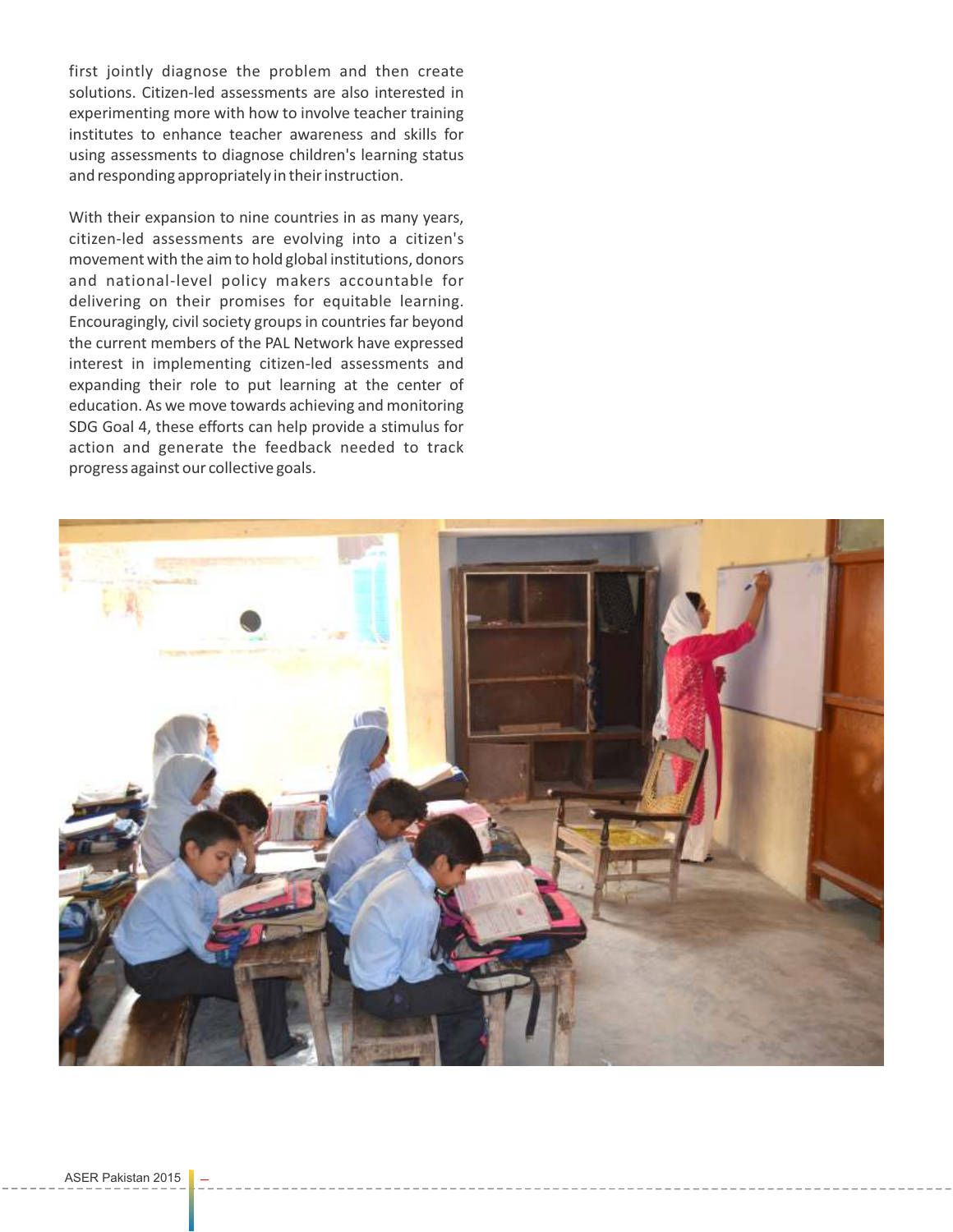first jointly diagnose the problem and then create solutions. Citizen-led assessments are also interested in experimenting more with how to involve teacher training institutes to enhance teacher awareness and skills for using assessments to diagnose children's learning status and responding appropriately in their instruction.

With their expansion to nine countries in as many years, citizen-led assessments are evolving into a citizen's movement with the aim to hold global institutions, donors and national-level policy makers accountable for delivering on their promises for equitable learning. Encouragingly, civil society groups in countries far beyond the current members of the PAL Network have expressed interest in implementing citizen-led assessments and expanding their role to put learning at the center of education. As we move towards achieving and monitoring SDG Goal 4, these efforts can help provide a stimulus for action and generate the feedback needed to track progress against our collective goals.